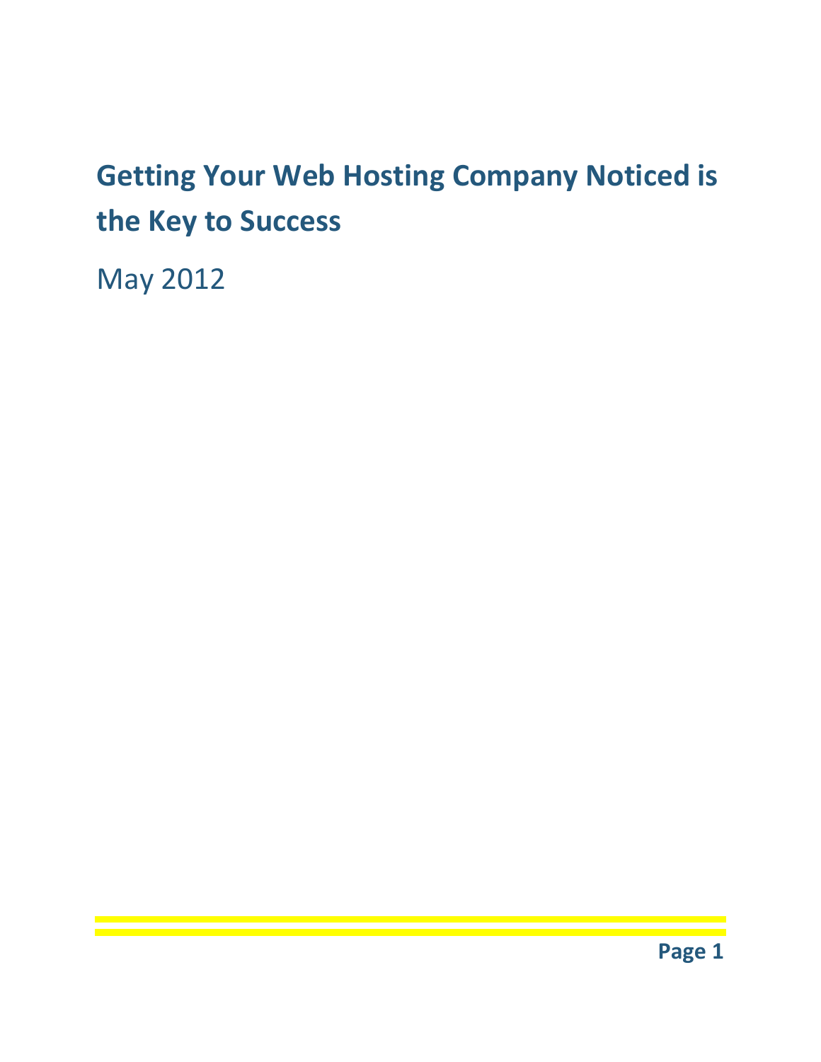# Getting Your Web Hosting Company Noticed is the Key to Success

May 2012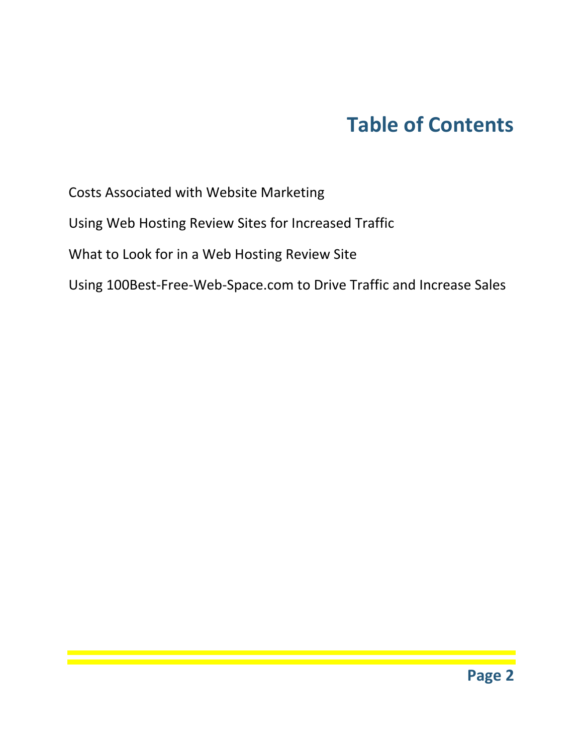# Table of Contents

Costs Associated with Website Marketing

Using Web Hosting Review Sites for Increased Traffic

What to Look for in a Web Hosting Review Site

Using 100Best-Free-Web-Space.com to Drive Traffic and Increase Sales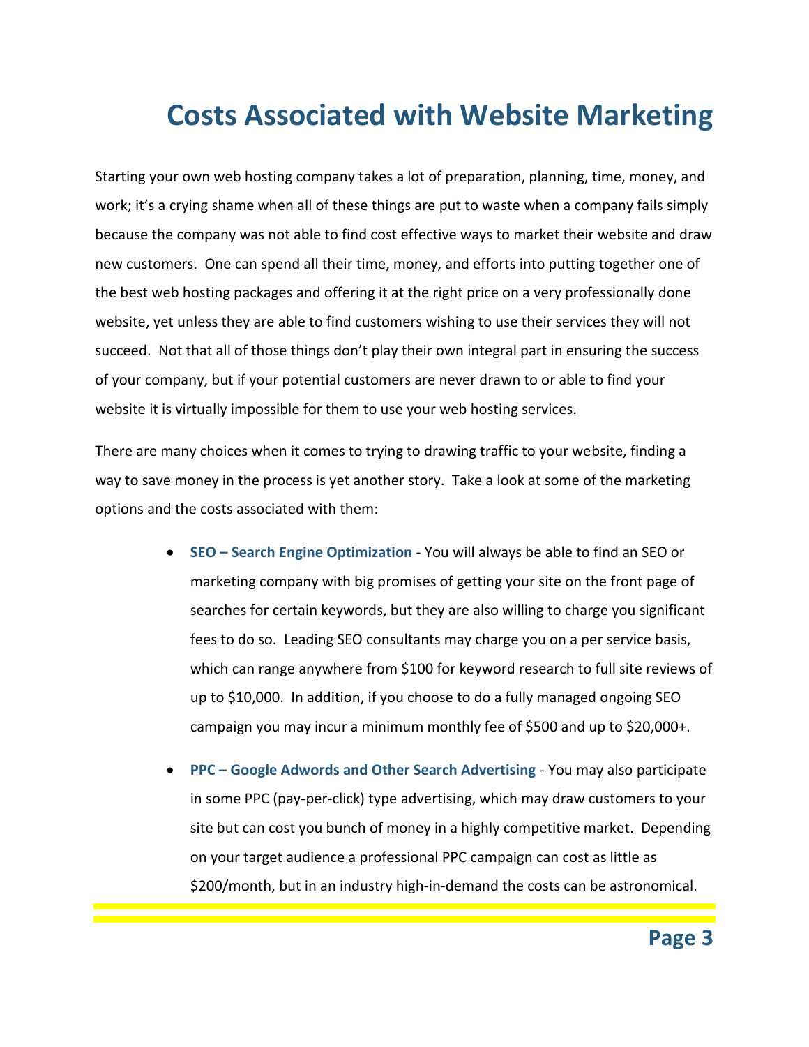# Costs Associated with Website Marketing

Starting your own web hosting company takes a lot of preparation, planning, time, money, and work; it's a crying shame when all of these things are put to waste when a company fails simply because the company was not able to find cost effective ways to market their website and draw new customers. One can spend all their time, money, and efforts into putting together one of the best web hosting packages and offering it at the right price on a very professionally done website, yet unless they are able to find customers wishing to use their services they will not succeed. Not that all of those things don't play their own integral part in ensuring the success of your company, but if your potential customers are never drawn to or able to find your website it is virtually impossible for them to use your web hosting services.

There are many choices when it comes to trying to drawing traffic to your website, finding a way to save money in the process is yet another story. Take a look at some of the marketing options and the costs associated with them:

- **SEO – Search Engine Optimization** - You will always be able to find an SEO or marketing company with big promises of getting your site on the front page of searches for certain keywords, but they are also willing to charge you significant fees to do so. Leading SEO consultants may charge you on a per service basis, which can range anywhere from $100 for keyword research to full site reviews of up to $10,000. In addition, if you choose to do a fully managed ongoing SEO campaign you may incur a minimum monthly fee of $500 and up to $20,000+.
- **PPC – Google Adwords and Other Search Advertising** - You may also participate in some PPC (pay-per-click) type advertising, which may draw customers to your site but can cost you bunch of money in a highly competitive market. Depending on your target audience a professional PPC campaign can cost as little as $200/month, but in an industry high-in-demand the costs can be astronomical.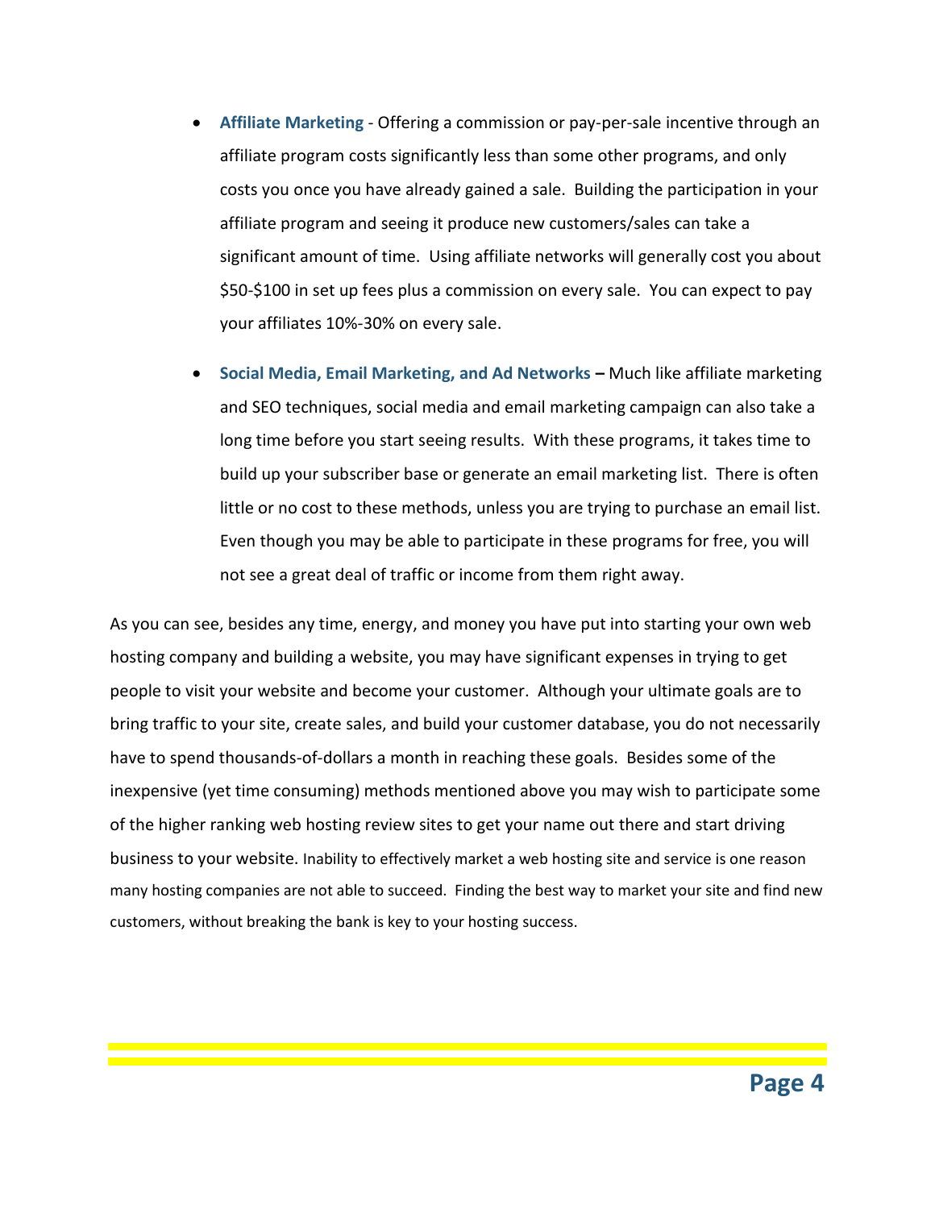- **Affiliate Marketing** - Offering a commission or pay-per-sale incentive through an affiliate program costs significantly less than some other programs, and only costs you once you have already gained a sale. Building the participation in your affiliate program and seeing it produce new customers/sales can take a significant amount of time. Using affiliate networks will generally cost you about $50-$100 in set up fees plus a commission on every sale. You can expect to pay your affiliates 10%-30% on every sale.

- **Social Media, Email Marketing, and Ad Networks** – Much like affiliate marketing and SEO techniques, social media and email marketing campaign can also take a long time before you start seeing results. With these programs, it takes time to build up your subscriber base or generate an email marketing list. There is often little or no cost to these methods, unless you are trying to purchase an email list. Even though you may be able to participate in these programs for free, you will not see a great deal of traffic or income from them right away.

As you can see, besides any time, energy, and money you have put into starting your own web hosting company and building a website, you may have significant expenses in trying to get people to visit your website and become your customer. Although your ultimate goals are to bring traffic to your site, create sales, and build your customer database, you do not necessarily have to spend thousands-of-dollars a month in reaching these goals. Besides some of the inexpensive (yet time consuming) methods mentioned above you may wish to participate some of the higher ranking web hosting review sites to get your name out there and start driving business to your website. Inability to effectively market a web hosting site and service is one reason many hosting companies are not able to succeed. Finding the best way to market your site and find new customers, without breaking the bank is key to your hosting success.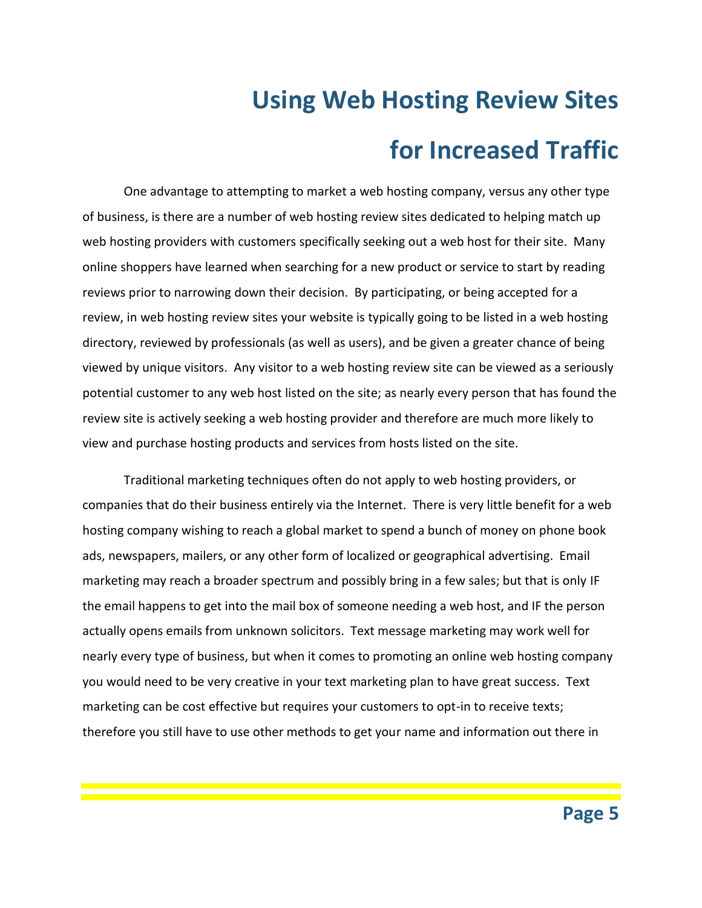# Using Web Hosting Review Sites for Increased Traffic

One advantage to attempting to market a web hosting company, versus any other type of business, is there are a number of web hosting review sites dedicated to helping match up web hosting providers with customers specifically seeking out a web host for their site. Many online shoppers have learned when searching for a new product or service to start by reading reviews prior to narrowing down their decision. By participating, or being accepted for a review, in web hosting review sites your website is typically going to be listed in a web hosting directory, reviewed by professionals (as well as users), and be given a greater chance of being viewed by unique visitors. Any visitor to a web hosting review site can be viewed as a seriously potential customer to any web host listed on the site; as nearly every person that has found the review site is actively seeking a web hosting provider and therefore are much more likely to view and purchase hosting products and services from hosts listed on the site.

Traditional marketing techniques often do not apply to web hosting providers, or companies that do their business entirely via the Internet. There is very little benefit for a web hosting company wishing to reach a global market to spend a bunch of money on phone book ads, newspapers, mailers, or any other form of localized or geographical advertising. Email marketing may reach a broader spectrum and possibly bring in a few sales; but that is only IF the email happens to get into the mail box of someone needing a web host, and IF the person actually opens emails from unknown solicitors. Text message marketing may work well for nearly every type of business, but when it comes to promoting an online web hosting company you would need to be very creative in your text marketing plan to have great success. Text marketing can be cost effective but requires your customers to opt-in to receive texts; therefore you still have to use other methods to get your name and information out there in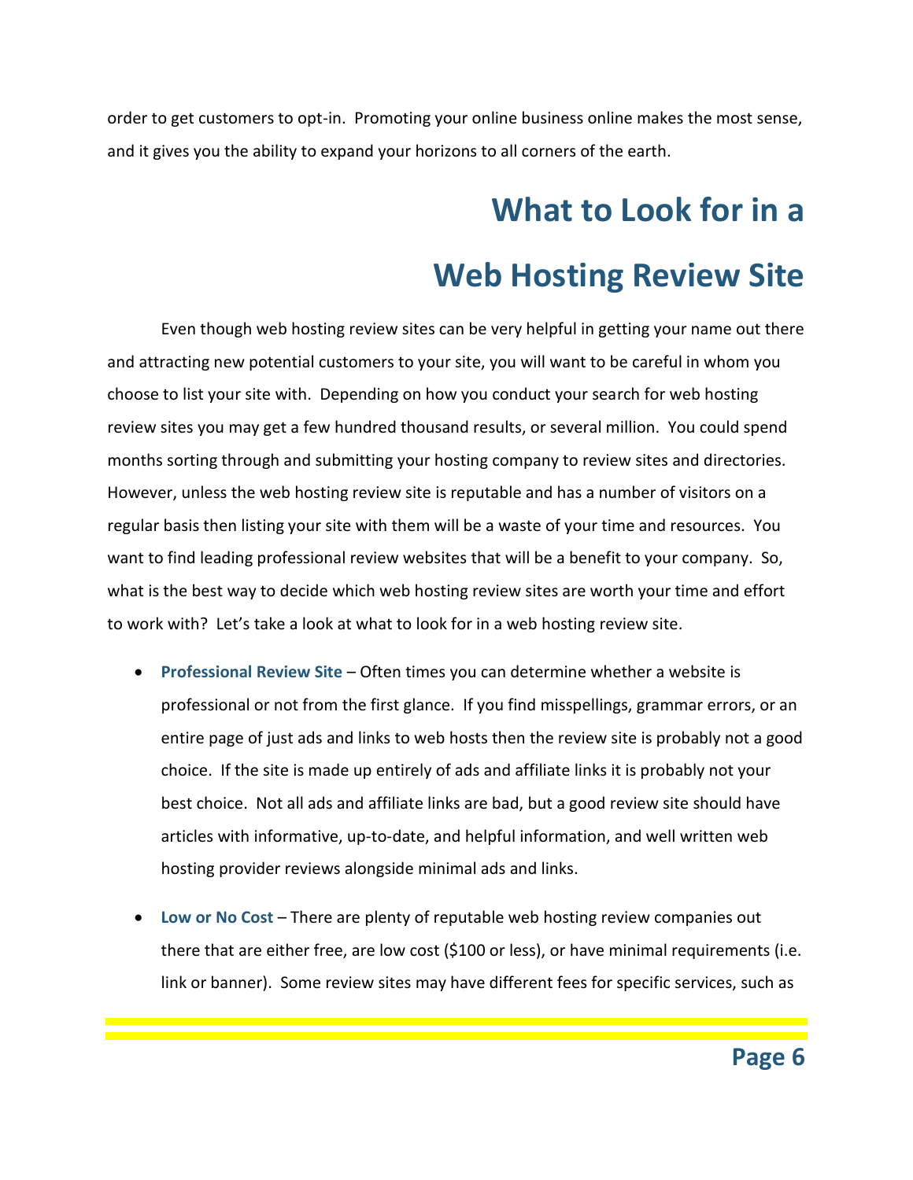order to get customers to opt-in. Promoting your online business online makes the most sense, and it gives you the ability to expand your horizons to all corners of the earth.

# What to Look for in a Web Hosting Review Site

Even though web hosting review sites can be very helpful in getting your name out there and attracting new potential customers to your site, you will want to be careful in whom you choose to list your site with. Depending on how you conduct your search for web hosting review sites you may get a few hundred thousand results, or several million. You could spend months sorting through and submitting your hosting company to review sites and directories. However, unless the web hosting review site is reputable and has a number of visitors on a regular basis then listing your site with them will be a waste of your time and resources. You want to find leading professional review websites that will be a benefit to your company. So, what is the best way to decide which web hosting review sites are worth your time and effort to work with? Let's take a look at what to look for in a web hosting review site.

- **Professional Review Site** – Often times you can determine whether a website is professional or not from the first glance. If you find misspellings, grammar errors, or an entire page of just ads and links to web hosts then the review site is probably not a good choice. If the site is made up entirely of ads and affiliate links it is probably not your best choice. Not all ads and affiliate links are bad, but a good review site should have articles with informative, up-to-date, and helpful information, and well written web hosting provider reviews alongside minimal ads and links.
- **Low or No Cost** – There are plenty of reputable web hosting review companies out there that are either free, are low cost ($100 or less), or have minimal requirements (i.e. link or banner). Some review sites may have different fees for specific services, such as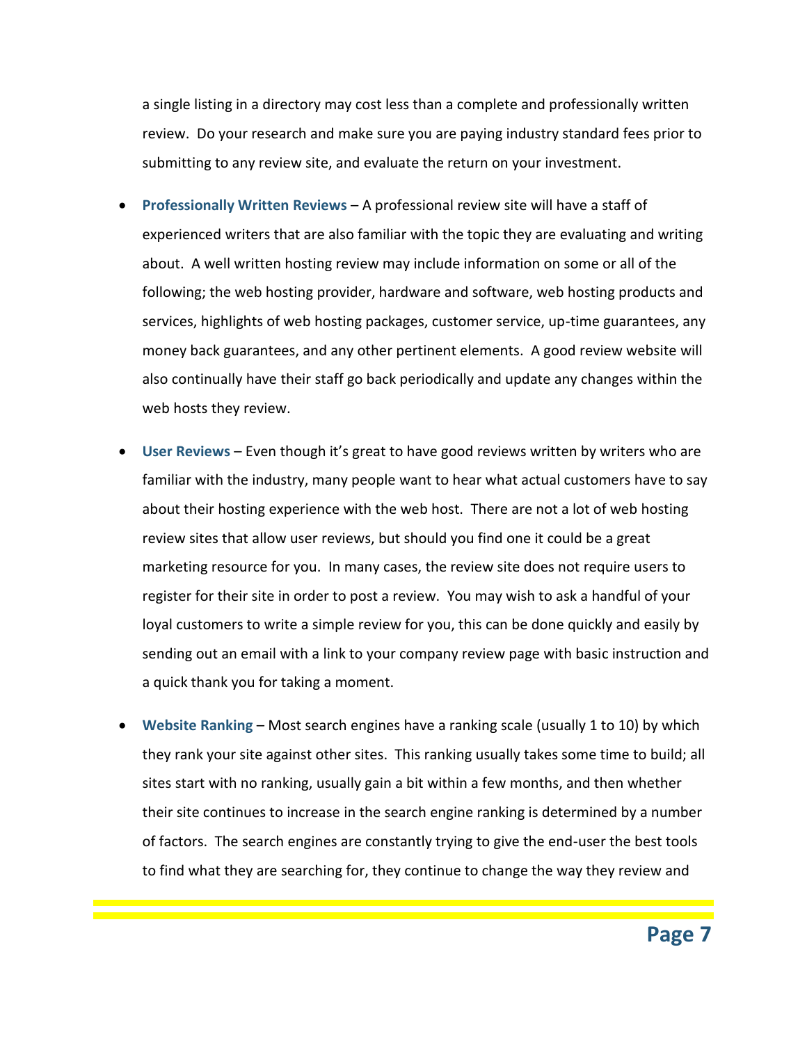a single listing in a directory may cost less than a complete and professionally written review. Do your research and make sure you are paying industry standard fees prior to submitting to any review site, and evaluate the return on your investment.

- **Professionally Written Reviews** – A professional review site will have a staff of experienced writers that are also familiar with the topic they are evaluating and writing about. A well written hosting review may include information on some or all of the following; the web hosting provider, hardware and software, web hosting products and services, highlights of web hosting packages, customer service, up-time guarantees, any money back guarantees, and any other pertinent elements. A good review website will also continually have their staff go back periodically and update any changes within the web hosts they review.

- **User Reviews** – Even though it's great to have good reviews written by writers who are familiar with the industry, many people want to hear what actual customers have to say about their hosting experience with the web host. There are not a lot of web hosting review sites that allow user reviews, but should you find one it could be a great marketing resource for you. In many cases, the review site does not require users to register for their site in order to post a review. You may wish to ask a handful of your loyal customers to write a simple review for you, this can be done quickly and easily by sending out an email with a link to your company review page with basic instruction and a quick thank you for taking a moment.

- **Website Ranking** – Most search engines have a ranking scale (usually 1 to 10) by which they rank your site against other sites. This ranking usually takes some time to build; all sites start with no ranking, usually gain a bit within a few months, and then whether their site continues to increase in the search engine ranking is determined by a number of factors. The search engines are constantly trying to give the end-user the best tools to find what they are searching for, they continue to change the way they review and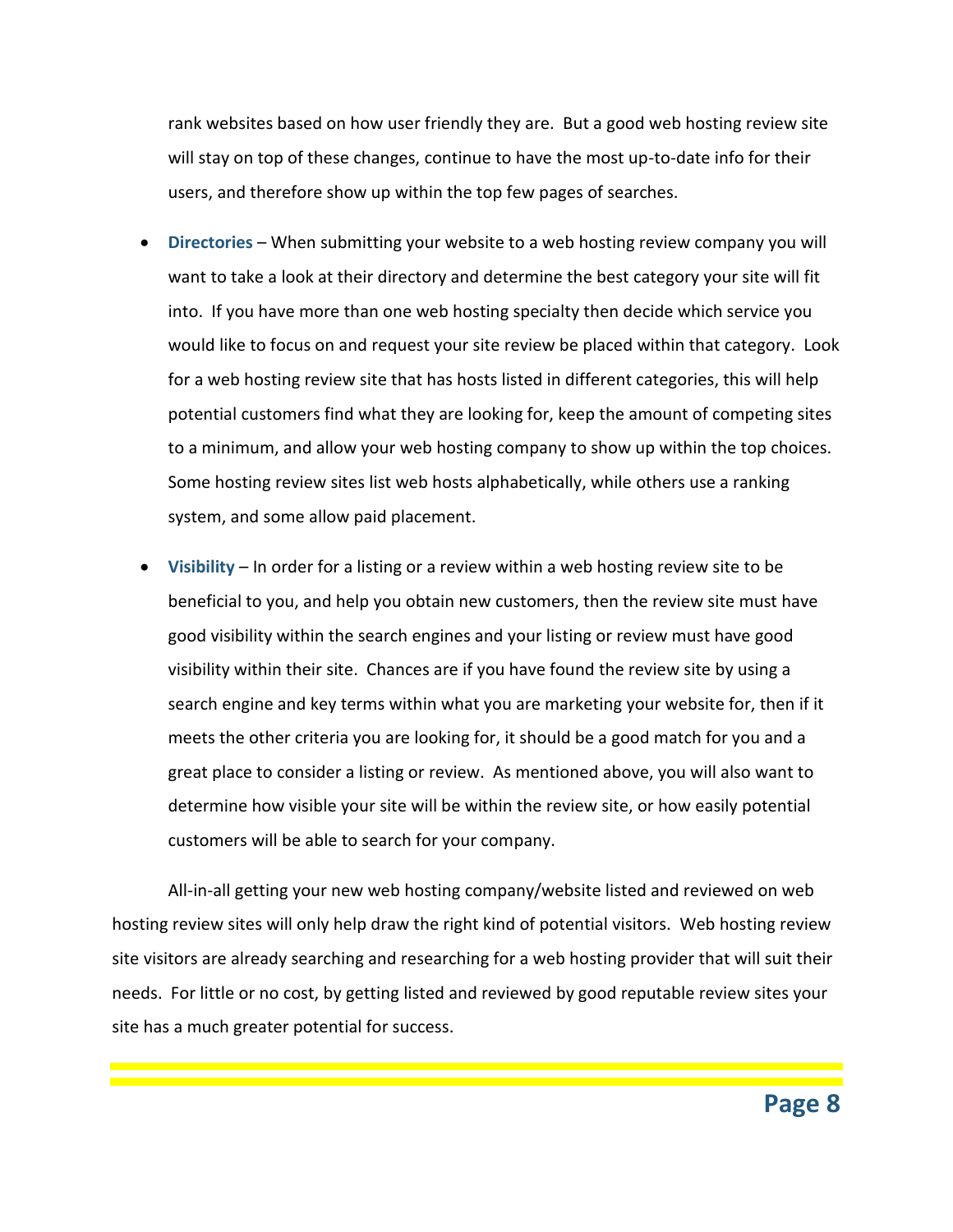rank websites based on how user friendly they are. But a good web hosting review site will stay on top of these changes, continue to have the most up-to-date info for their users, and therefore show up within the top few pages of searches.

- **Directories** – When submitting your website to a web hosting review company you will want to take a look at their directory and determine the best category your site will fit into. If you have more than one web hosting specialty then decide which service you would like to focus on and request your site review be placed within that category. Look for a web hosting review site that has hosts listed in different categories, this will help potential customers find what they are looking for, keep the amount of competing sites to a minimum, and allow your web hosting company to show up within the top choices. Some hosting review sites list web hosts alphabetically, while others use a ranking system, and some allow paid placement.

- **Visibility** – In order for a listing or a review within a web hosting review site to be beneficial to you, and help you obtain new customers, then the review site must have good visibility within the search engines and your listing or review must have good visibility within their site. Chances are if you have found the review site by using a search engine and key terms within what you are marketing your website for, then if it meets the other criteria you are looking for, it should be a good match for you and a great place to consider a listing or review. As mentioned above, you will also want to determine how visible your site will be within the review site, or how easily potential customers will be able to search for your company.

All-in-all getting your new web hosting company/website listed and reviewed on web hosting review sites will only help draw the right kind of potential visitors. Web hosting review site visitors are already searching and researching for a web hosting provider that will suit their needs. For little or no cost, by getting listed and reviewed by good reputable review sites your site has a much greater potential for success.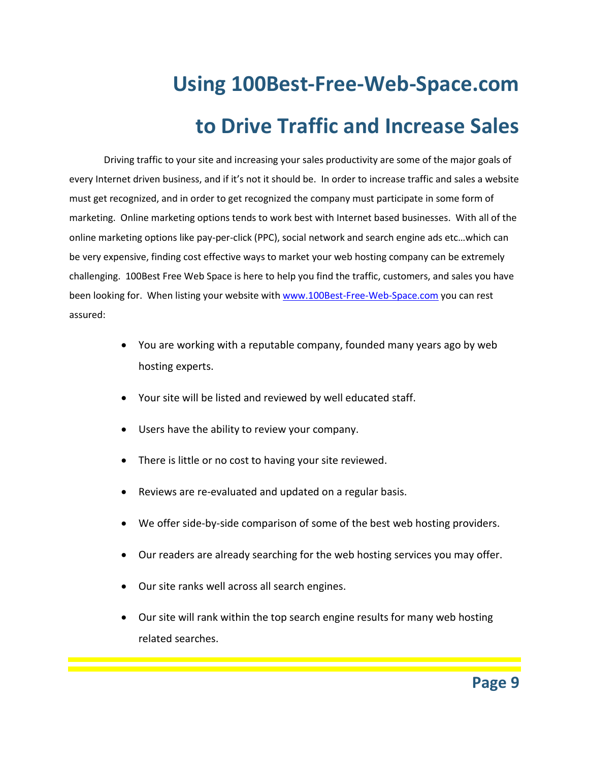# Using 100Best-Free-Web-Space.com to Drive Traffic and Increase Sales

Driving traffic to your site and increasing your sales productivity are some of the major goals of every Internet driven business, and if it's not it should be. In order to increase traffic and sales a website must get recognized, and in order to get recognized the company must participate in some form of marketing. Online marketing options tends to work best with Internet based businesses. With all of the online marketing options like pay-per-click (PPC), social network and search engine ads etc…which can be very expensive, finding cost effective ways to market your web hosting company can be extremely challenging. 100Best Free Web Space is here to help you find the traffic, customers, and sales you have been looking for. When listing your website with [www.100Best-Free-Web-Space.com](http://www.100Best-Free-Web-Space.com) you can rest assured:

- You are working with a reputable company, founded many years ago by web hosting experts.
- Your site will be listed and reviewed by well educated staff.
- Users have the ability to review your company.
- There is little or no cost to having your site reviewed.
- Reviews are re-evaluated and updated on a regular basis.
- We offer side-by-side comparison of some of the best web hosting providers.
- Our readers are already searching for the web hosting services you may offer.
- Our site ranks well across all search engines.
- Our site will rank within the top search engine results for many web hosting related searches.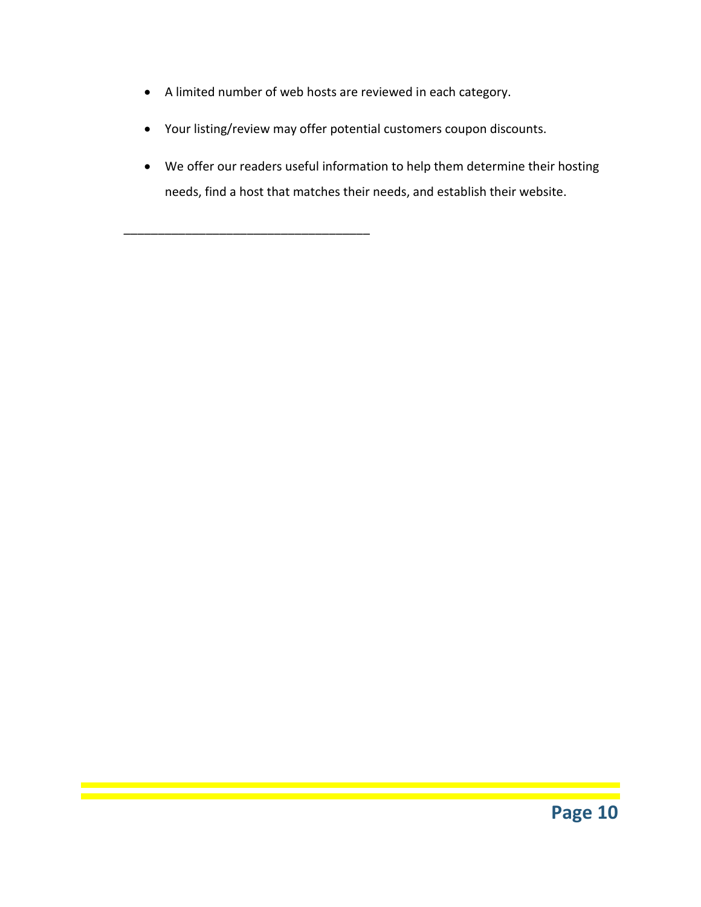- A limited number of web hosts are reviewed in each category.
- Your listing/review may offer potential customers coupon discounts.
- We offer our readers useful information to help them determine their hosting needs, find a host that matches their needs, and establish their website.

___________________________________